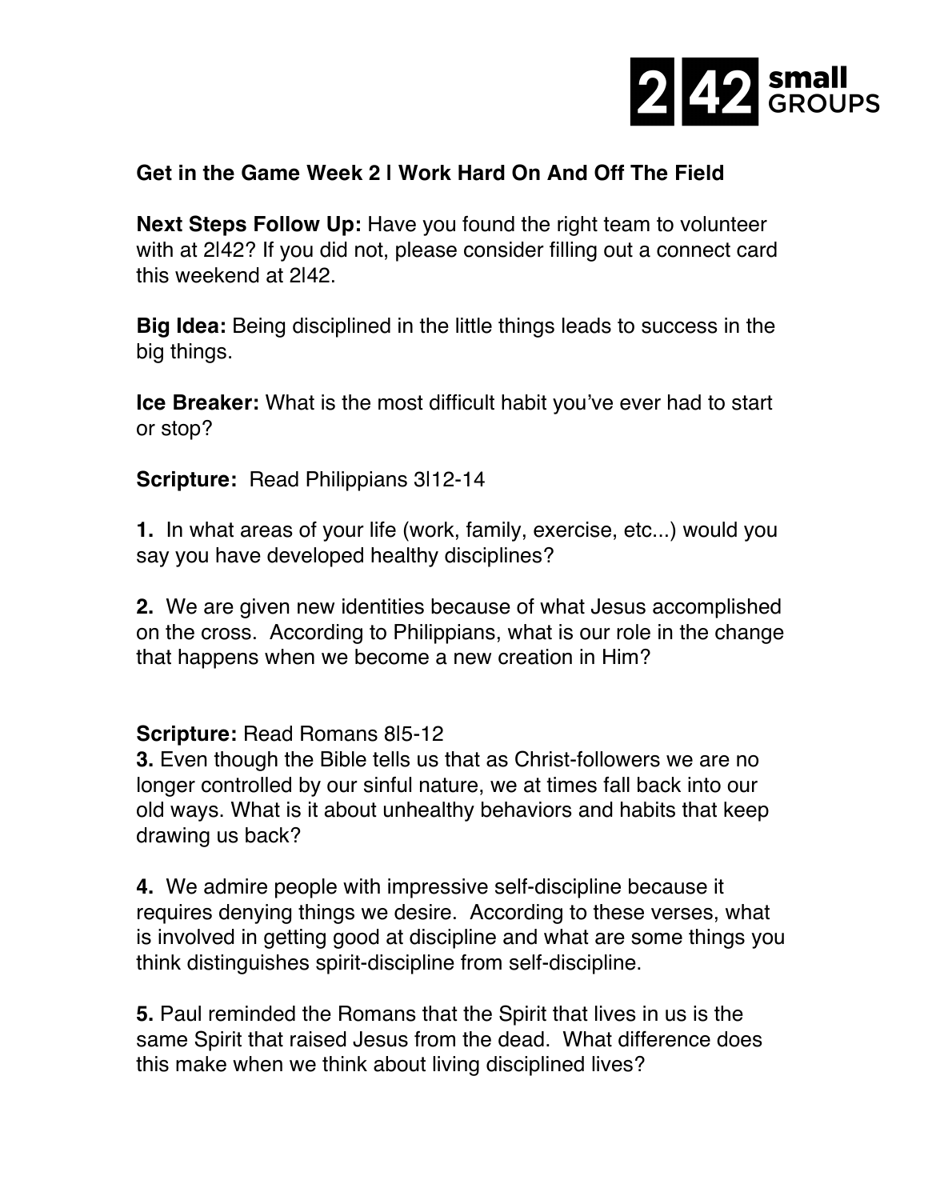2|42 small GROUPS

**Get in the Game Week 2 l Work Hard On And Off The Field**

**Next Steps Follow Up:** Have you found the right team to volunteer with at 2l42? If you did not, please consider filling out a connect card this weekend at 2l42.

**Big Idea:** Being disciplined in the little things leads to success in the big things.

**Ice Breaker:** What is the most difficult habit you've ever had to start or stop?

**Scripture:** Read Philippians 3l12-14

**1.** In what areas of your life (work, family, exercise, etc...) would you say you have developed healthy disciplines?

**2.** We are given new identities because of what Jesus accomplished on the cross. According to Philippians, what is our role in the change that happens when we become a new creation in Him?

**Scripture:** Read Romans 8l5-12

**3.** Even though the Bible tells us that as Christ-followers we are no longer controlled by our sinful nature, we at times fall back into our old ways. What is it about unhealthy behaviors and habits that keep drawing us back?

**4.** We admire people with impressive self-discipline because it requires denying things we desire. According to these verses, what is involved in getting good at discipline and what are some things you think distinguishes spirit-discipline from self-discipline.

**5.** Paul reminded the Romans that the Spirit that lives in us is the same Spirit that raised Jesus from the dead. What difference does this make when we think about living disciplined lives?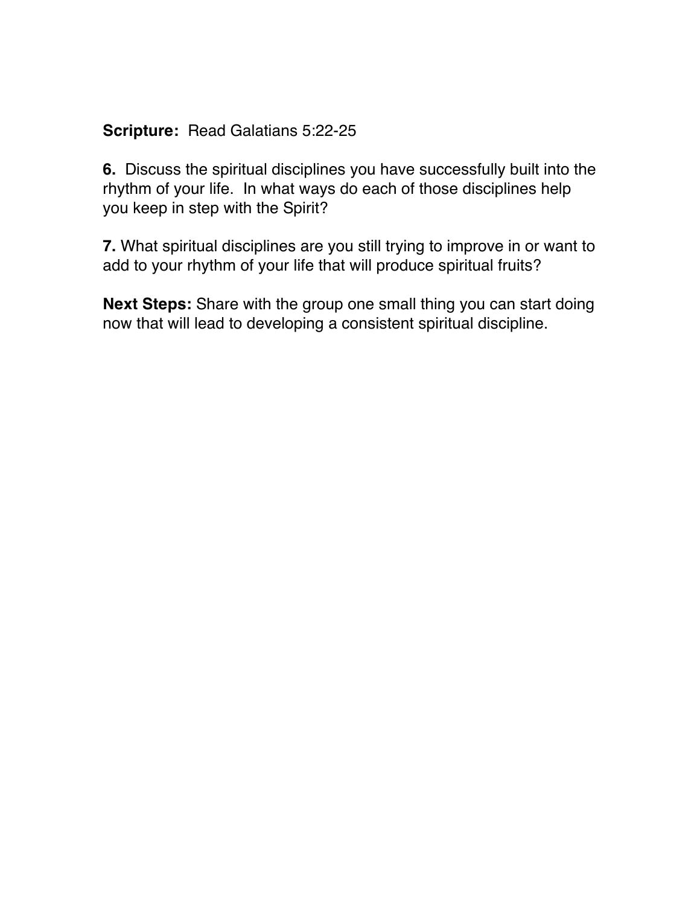**Scripture:** Read Galatians 5:22-25

**6.** Discuss the spiritual disciplines you have successfully built into the rhythm of your life. In what ways do each of those disciplines help you keep in step with the Spirit?

**7.** What spiritual disciplines are you still trying to improve in or want to add to your rhythm of your life that will produce spiritual fruits?

**Next Steps:** Share with the group one small thing you can start doing now that will lead to developing a consistent spiritual discipline.